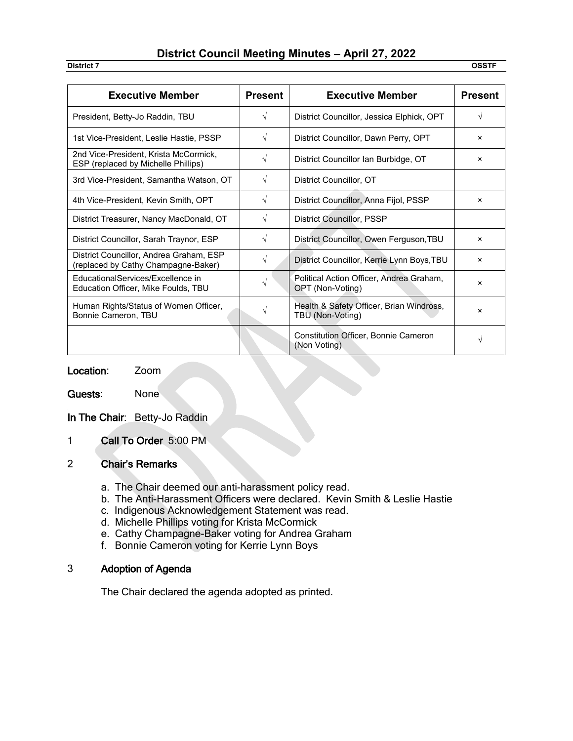# District Council Meeting Minutes – April 27, 2022

**District 7** **OSSTF**

| Executive Member | Present | Executive Member | Present |
|---|---|---|---|
| President, Betty-Jo Raddin, TBU | √ | District Councillor, Jessica Elphick, OPT | √ |
| 1st Vice-President, Leslie Hastie, PSSP | √ | District Councillor, Dawn Perry, OPT | × |
| 2nd Vice-President, Krista McCormick, ESP (replaced by Michelle Phillips) | √ | District Councillor Ian Burbidge, OT | × |
| 3rd Vice-President, Samantha Watson, OT | √ | District Councillor, OT | |
| 4th Vice-President, Kevin Smith, OPT | √ | District Councillor, Anna Fijol, PSSP | × |
| District Treasurer, Nancy MacDonald, OT | √ | District Councillor, PSSP | |
| District Councillor, Sarah Traynor, ESP | √ | District Councillor, Owen Ferguson,TBU | × |
| District Councillor, Andrea Graham, ESP (replaced by Cathy Champagne-Baker) | √ | District Councillor, Kerrie Lynn Boys,TBU | × |
| EducationalServices/Excellence in Education Officer, Mike Foulds, TBU | √ | Political Action Officer, Andrea Graham, OPT (Non-Voting) | × |
| Human Rights/Status of Women Officer, Bonnie Cameron, TBU | √ | Health & Safety Officer, Brian Windross, TBU (Non-Voting) | × |
| | | Constitution Officer, Bonnie Cameron (Non Voting) | √ |

**Location**: Zoom

**Guests**: None

**In The Chair**: Betty-Jo Raddin

1 **Call To Order** 5:00 PM

2 **Chair's Remarks**

a. The Chair deemed our anti-harassment policy read.
b. The Anti-Harassment Officers were declared. Kevin Smith & Leslie Hastie
c. Indigenous Acknowledgement Statement was read.
d. Michelle Phillips voting for Krista McCormick
e. Cathy Champagne-Baker voting for Andrea Graham
f. Bonnie Cameron voting for Kerrie Lynn Boys

3 **Adoption of Agenda**

The Chair declared the agenda adopted as printed.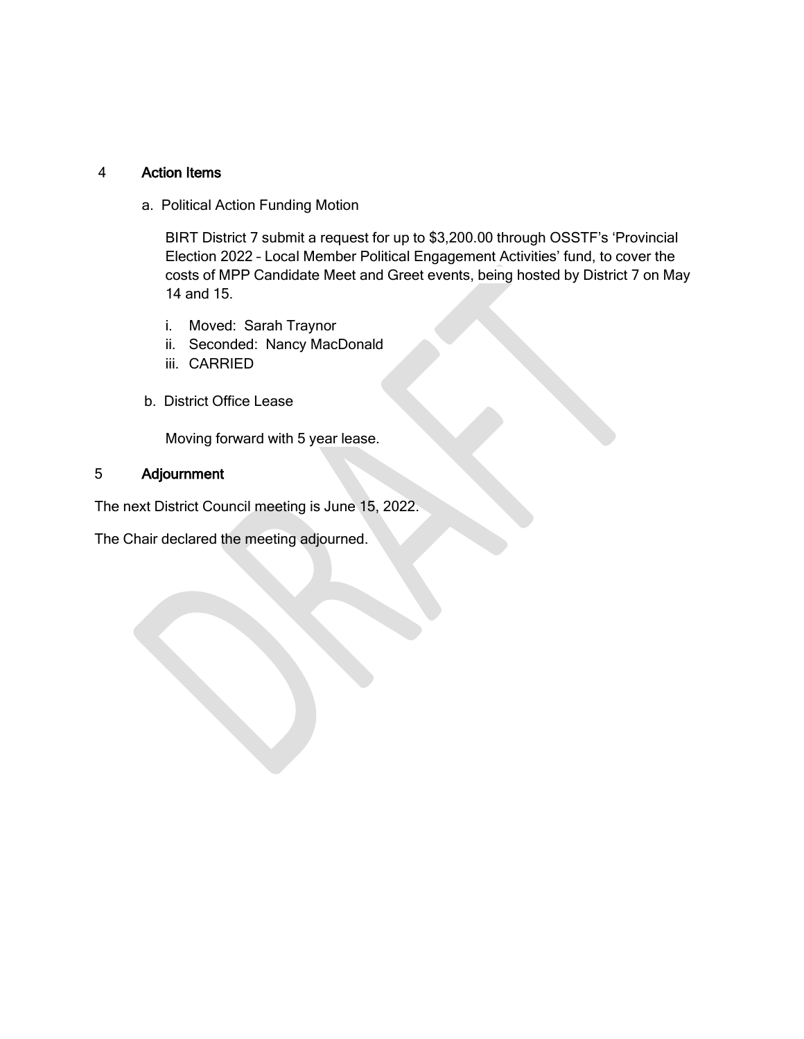## 4 Action Items

a. Political Action Funding Motion

BIRT District 7 submit a request for up to $3,200.00 through OSSTF's 'Provincial Election 2022 – Local Member Political Engagement Activities' fund, to cover the costs of MPP Candidate Meet and Greet events, being hosted by District 7 on May 14 and 15.

i. Moved: Sarah Traynor
ii. Seconded: Nancy MacDonald
iii. CARRIED

b. District Office Lease

Moving forward with 5 year lease.

## 5 Adjournment

The next District Council meeting is June 15, 2022.

The Chair declared the meeting adjourned.